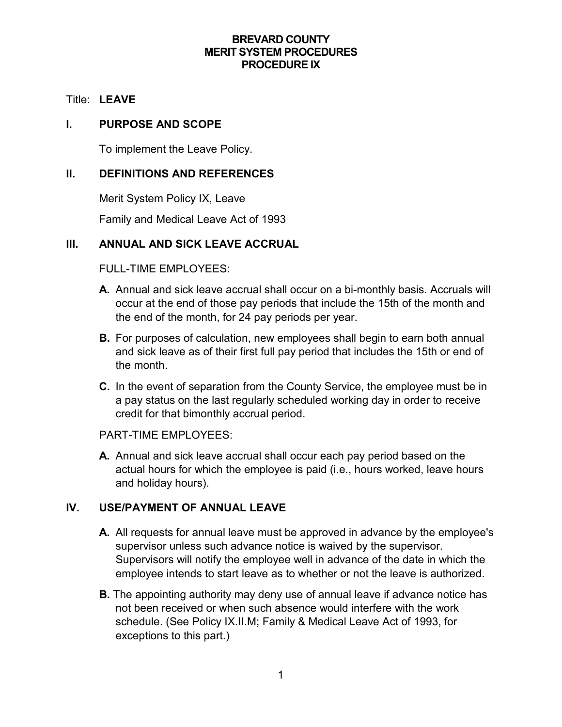# BREVARD COUNTY
# MERIT SYSTEM PROCEDURES
# PROCEDURE IX

Title: **LEAVE**

## I. PURPOSE AND SCOPE

To implement the Leave Policy.

## II. DEFINITIONS AND REFERENCES

Merit System Policy IX, Leave

Family and Medical Leave Act of 1993

## III. ANNUAL AND SICK LEAVE ACCRUAL

FULL-TIME EMPLOYEES:

**A.** Annual and sick leave accrual shall occur on a bi-monthly basis. Accruals will occur at the end of those pay periods that include the 15th of the month and the end of the month, for 24 pay periods per year.

**B.** For purposes of calculation, new employees shall begin to earn both annual and sick leave as of their first full pay period that includes the 15th or end of the month.

**C.** In the event of separation from the County Service, the employee must be in a pay status on the last regularly scheduled working day in order to receive credit for that bimonthly accrual period.

PART-TIME EMPLOYEES:

**A.** Annual and sick leave accrual shall occur each pay period based on the actual hours for which the employee is paid (i.e., hours worked, leave hours and holiday hours).

## IV. USE/PAYMENT OF ANNUAL LEAVE

**A.** All requests for annual leave must be approved in advance by the employee's supervisor unless such advance notice is waived by the supervisor. Supervisors will notify the employee well in advance of the date in which the employee intends to start leave as to whether or not the leave is authorized.

**B.** The appointing authority may deny use of annual leave if advance notice has not been received or when such absence would interfere with the work schedule. (See Policy IX.II.M; Family & Medical Leave Act of 1993, for exceptions to this part.)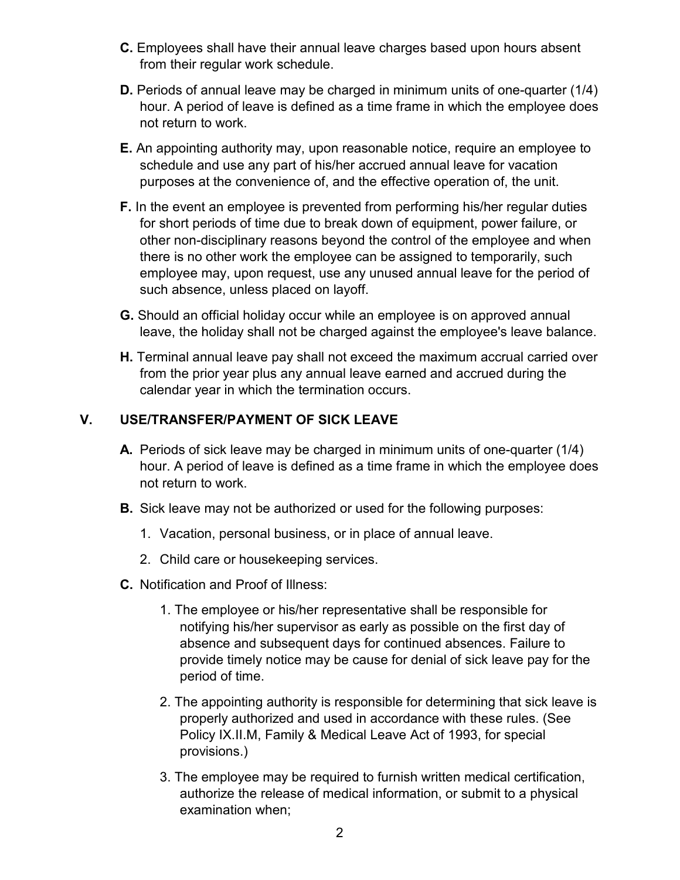**C.** Employees shall have their annual leave charges based upon hours absent from their regular work schedule.

**D.** Periods of annual leave may be charged in minimum units of one-quarter (1/4) hour. A period of leave is defined as a time frame in which the employee does not return to work.

**E.** An appointing authority may, upon reasonable notice, require an employee to schedule and use any part of his/her accrued annual leave for vacation purposes at the convenience of, and the effective operation of, the unit.

**F.** In the event an employee is prevented from performing his/her regular duties for short periods of time due to break down of equipment, power failure, or other non-disciplinary reasons beyond the control of the employee and when there is no other work the employee can be assigned to temporarily, such employee may, upon request, use any unused annual leave for the period of such absence, unless placed on layoff.

**G.** Should an official holiday occur while an employee is on approved annual leave, the holiday shall not be charged against the employee's leave balance.

**H.** Terminal annual leave pay shall not exceed the maximum accrual carried over from the prior year plus any annual leave earned and accrued during the calendar year in which the termination occurs.

## V. USE/TRANSFER/PAYMENT OF SICK LEAVE

**A.** Periods of sick leave may be charged in minimum units of one-quarter (1/4) hour. A period of leave is defined as a time frame in which the employee does not return to work.

**B.** Sick leave may not be authorized or used for the following purposes:

1. Vacation, personal business, or in place of annual leave.
2. Child care or housekeeping services.

**C.** Notification and Proof of Illness:

1. The employee or his/her representative shall be responsible for notifying his/her supervisor as early as possible on the first day of absence and subsequent days for continued absences. Failure to provide timely notice may be cause for denial of sick leave pay for the period of time.
2. The appointing authority is responsible for determining that sick leave is properly authorized and used in accordance with these rules. (See Policy IX.II.M, Family & Medical Leave Act of 1993, for special provisions.)
3. The employee may be required to furnish written medical certification, authorize the release of medical information, or submit to a physical examination when;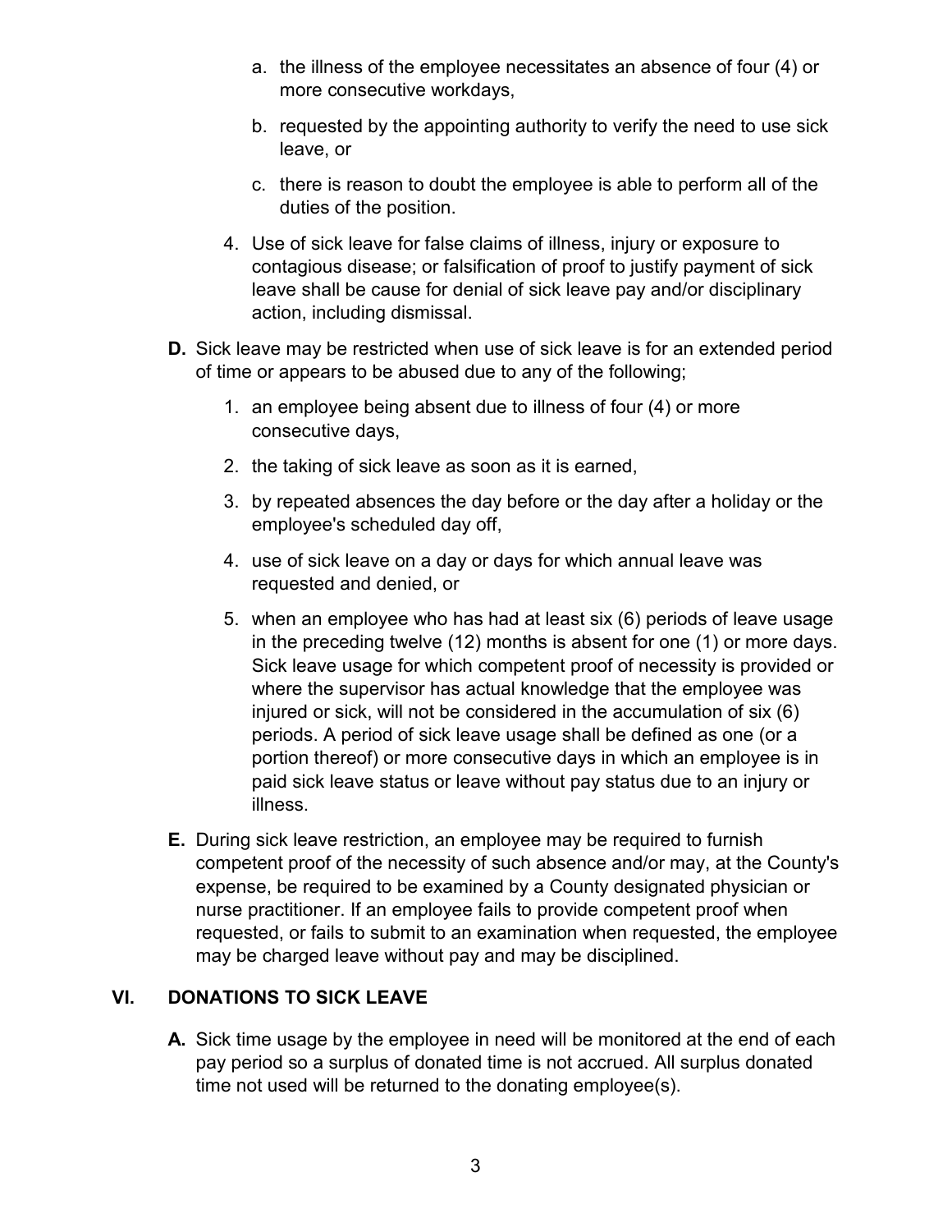a. the illness of the employee necessitates an absence of four (4) or more consecutive workdays,

b. requested by the appointing authority to verify the need to use sick leave, or

c. there is reason to doubt the employee is able to perform all of the duties of the position.

4. Use of sick leave for false claims of illness, injury or exposure to contagious disease; or falsification of proof to justify payment of sick leave shall be cause for denial of sick leave pay and/or disciplinary action, including dismissal.

**D.** Sick leave may be restricted when use of sick leave is for an extended period of time or appears to be abused due to any of the following;

1. an employee being absent due to illness of four (4) or more consecutive days,
2. the taking of sick leave as soon as it is earned,
3. by repeated absences the day before or the day after a holiday or the employee's scheduled day off,
4. use of sick leave on a day or days for which annual leave was requested and denied, or
5. when an employee who has had at least six (6) periods of leave usage in the preceding twelve (12) months is absent for one (1) or more days. Sick leave usage for which competent proof of necessity is provided or where the supervisor has actual knowledge that the employee was injured or sick, will not be considered in the accumulation of six (6) periods. A period of sick leave usage shall be defined as one (or a portion thereof) or more consecutive days in which an employee is in paid sick leave status or leave without pay status due to an injury or illness.

**E.** During sick leave restriction, an employee may be required to furnish competent proof of the necessity of such absence and/or may, at the County's expense, be required to be examined by a County designated physician or nurse practitioner. If an employee fails to provide competent proof when requested, or fails to submit to an examination when requested, the employee may be charged leave without pay and may be disciplined.

## VI. DONATIONS TO SICK LEAVE

**A.** Sick time usage by the employee in need will be monitored at the end of each pay period so a surplus of donated time is not accrued. All surplus donated time not used will be returned to the donating employee(s).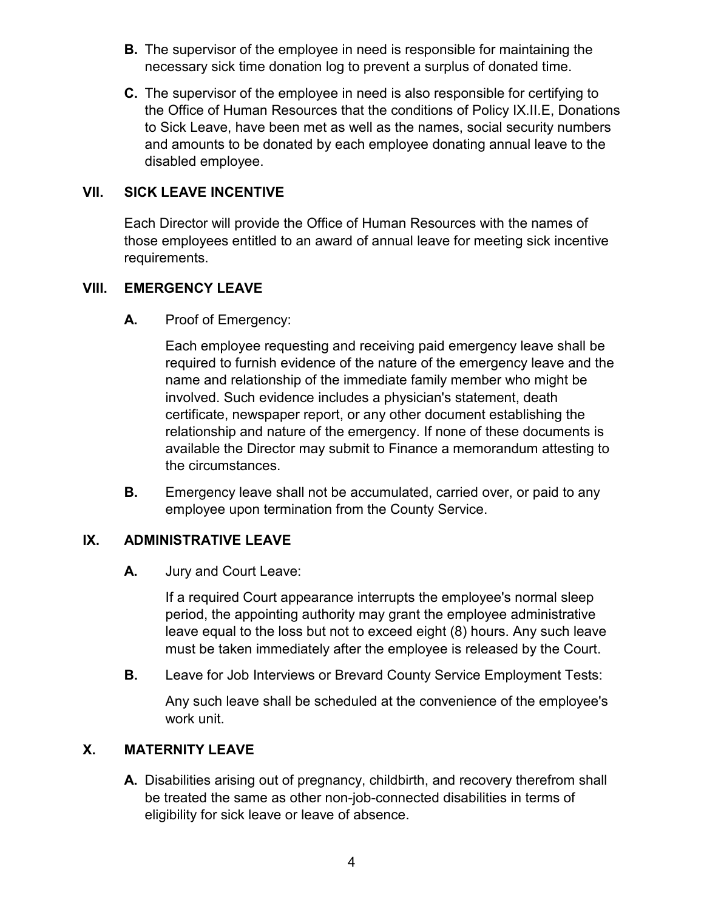**B.** The supervisor of the employee in need is responsible for maintaining the necessary sick time donation log to prevent a surplus of donated time.

**C.** The supervisor of the employee in need is also responsible for certifying to the Office of Human Resources that the conditions of Policy IX.II.E, Donations to Sick Leave, have been met as well as the names, social security numbers and amounts to be donated by each employee donating annual leave to the disabled employee.

## VII. SICK LEAVE INCENTIVE

Each Director will provide the Office of Human Resources with the names of those employees entitled to an award of annual leave for meeting sick incentive requirements.

## VIII. EMERGENCY LEAVE

**A.** Proof of Emergency:

Each employee requesting and receiving paid emergency leave shall be required to furnish evidence of the nature of the emergency leave and the name and relationship of the immediate family member who might be involved. Such evidence includes a physician's statement, death certificate, newspaper report, or any other document establishing the relationship and nature of the emergency. If none of these documents is available the Director may submit to Finance a memorandum attesting to the circumstances.

**B.** Emergency leave shall not be accumulated, carried over, or paid to any employee upon termination from the County Service.

## IX. ADMINISTRATIVE LEAVE

**A.** Jury and Court Leave:

If a required Court appearance interrupts the employee's normal sleep period, the appointing authority may grant the employee administrative leave equal to the loss but not to exceed eight (8) hours. Any such leave must be taken immediately after the employee is released by the Court.

**B.** Leave for Job Interviews or Brevard County Service Employment Tests:

Any such leave shall be scheduled at the convenience of the employee's work unit.

## X. MATERNITY LEAVE

**A.** Disabilities arising out of pregnancy, childbirth, and recovery therefrom shall be treated the same as other non-job-connected disabilities in terms of eligibility for sick leave or leave of absence.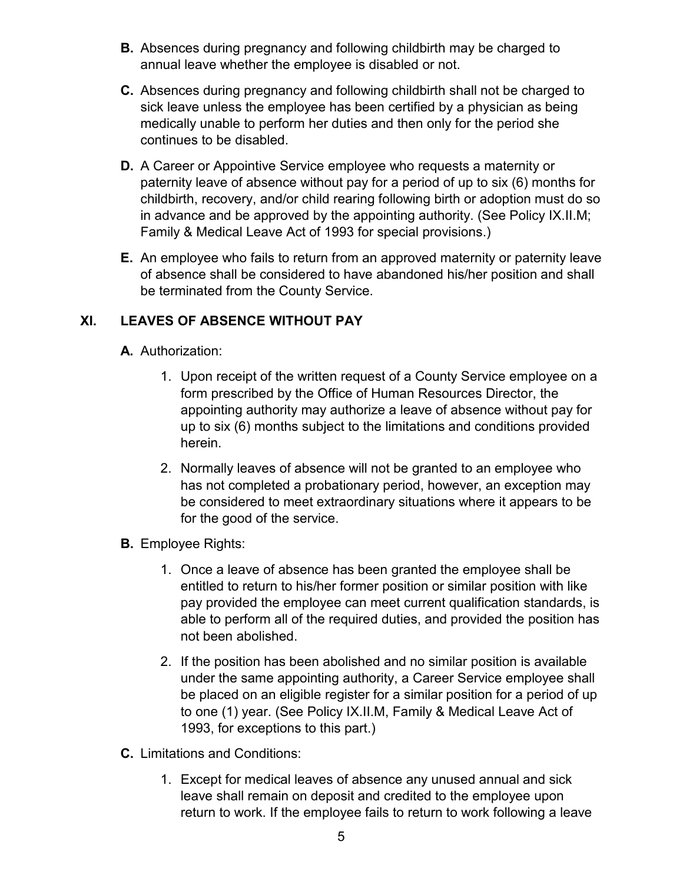**B.** Absences during pregnancy and following childbirth may be charged to annual leave whether the employee is disabled or not.

**C.** Absences during pregnancy and following childbirth shall not be charged to sick leave unless the employee has been certified by a physician as being medically unable to perform her duties and then only for the period she continues to be disabled.

**D.** A Career or Appointive Service employee who requests a maternity or paternity leave of absence without pay for a period of up to six (6) months for childbirth, recovery, and/or child rearing following birth or adoption must do so in advance and be approved by the appointing authority. (See Policy IX.II.M; Family & Medical Leave Act of 1993 for special provisions.)

**E.** An employee who fails to return from an approved maternity or paternity leave of absence shall be considered to have abandoned his/her position and shall be terminated from the County Service.

## XI. LEAVES OF ABSENCE WITHOUT PAY

**A.** Authorization:

1. Upon receipt of the written request of a County Service employee on a form prescribed by the Office of Human Resources Director, the appointing authority may authorize a leave of absence without pay for up to six (6) months subject to the limitations and conditions provided herein.
2. Normally leaves of absence will not be granted to an employee who has not completed a probationary period, however, an exception may be considered to meet extraordinary situations where it appears to be for the good of the service.

**B.** Employee Rights:

1. Once a leave of absence has been granted the employee shall be entitled to return to his/her former position or similar position with like pay provided the employee can meet current qualification standards, is able to perform all of the required duties, and provided the position has not been abolished.
2. If the position has been abolished and no similar position is available under the same appointing authority, a Career Service employee shall be placed on an eligible register for a similar position for a period of up to one (1) year. (See Policy IX.II.M, Family & Medical Leave Act of 1993, for exceptions to this part.)

**C.** Limitations and Conditions:

1. Except for medical leaves of absence any unused annual and sick leave shall remain on deposit and credited to the employee upon return to work. If the employee fails to return to work following a leave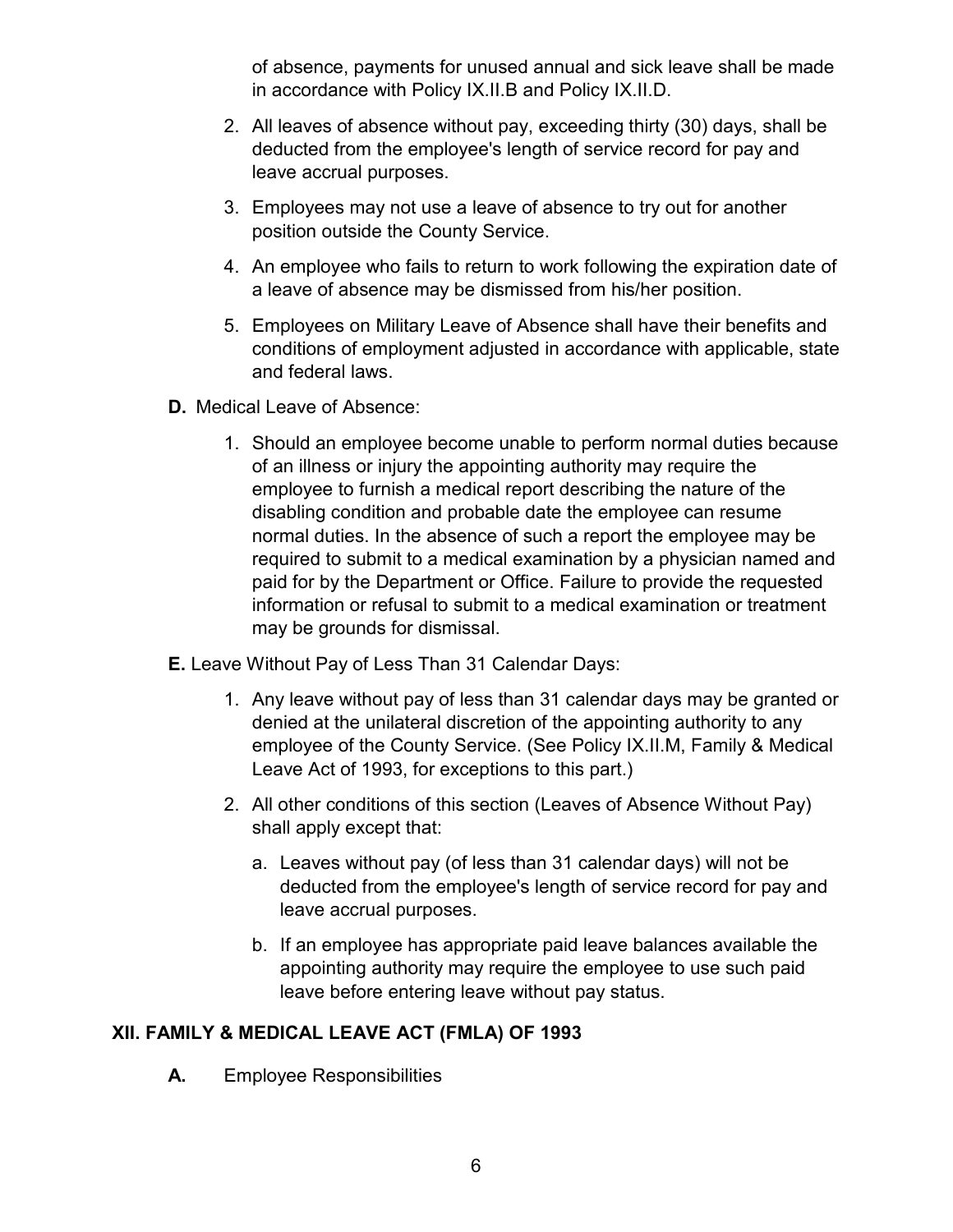of absence, payments for unused annual and sick leave shall be made in accordance with Policy IX.II.B and Policy IX.II.D.

2. All leaves of absence without pay, exceeding thirty (30) days, shall be deducted from the employee's length of service record for pay and leave accrual purposes.
3. Employees may not use a leave of absence to try out for another position outside the County Service.
4. An employee who fails to return to work following the expiration date of a leave of absence may be dismissed from his/her position.
5. Employees on Military Leave of Absence shall have their benefits and conditions of employment adjusted in accordance with applicable, state and federal laws.

**D.** Medical Leave of Absence:

1. Should an employee become unable to perform normal duties because of an illness or injury the appointing authority may require the employee to furnish a medical report describing the nature of the disabling condition and probable date the employee can resume normal duties. In the absence of such a report the employee may be required to submit to a medical examination by a physician named and paid for by the Department or Office. Failure to provide the requested information or refusal to submit to a medical examination or treatment may be grounds for dismissal.

**E.** Leave Without Pay of Less Than 31 Calendar Days:

1. Any leave without pay of less than 31 calendar days may be granted or denied at the unilateral discretion of the appointing authority to any employee of the County Service. (See Policy IX.II.M, Family & Medical Leave Act of 1993, for exceptions to this part.)
2. All other conditions of this section (Leaves of Absence Without Pay) shall apply except that:
   a. Leaves without pay (of less than 31 calendar days) will not be deducted from the employee's length of service record for pay and leave accrual purposes.
   b. If an employee has appropriate paid leave balances available the appointing authority may require the employee to use such paid leave before entering leave without pay status.

## XII. FAMILY & MEDICAL LEAVE ACT (FMLA) OF 1993

**A.** Employee Responsibilities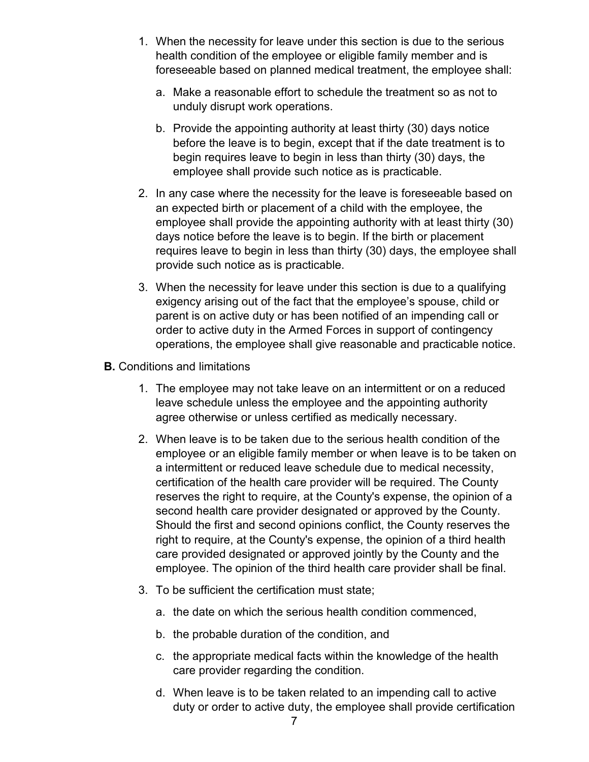1. When the necessity for leave under this section is due to the serious health condition of the employee or eligible family member and is foreseeable based on planned medical treatment, the employee shall:

   a. Make a reasonable effort to schedule the treatment so as not to unduly disrupt work operations.

   b. Provide the appointing authority at least thirty (30) days notice before the leave is to begin, except that if the date treatment is to begin requires leave to begin in less than thirty (30) days, the employee shall provide such notice as is practicable.

2. In any case where the necessity for the leave is foreseeable based on an expected birth or placement of a child with the employee, the employee shall provide the appointing authority with at least thirty (30) days notice before the leave is to begin. If the birth or placement requires leave to begin in less than thirty (30) days, the employee shall provide such notice as is practicable.

3. When the necessity for leave under this section is due to a qualifying exigency arising out of the fact that the employee’s spouse, child or parent is on active duty or has been notified of an impending call or order to active duty in the Armed Forces in support of contingency operations, the employee shall give reasonable and practicable notice.

**B.** Conditions and limitations

1. The employee may not take leave on an intermittent or on a reduced leave schedule unless the employee and the appointing authority agree otherwise or unless certified as medically necessary.

2. When leave is to be taken due to the serious health condition of the employee or an eligible family member or when leave is to be taken on a intermittent or reduced leave schedule due to medical necessity, certification of the health care provider will be required. The County reserves the right to require, at the County's expense, the opinion of a second health care provider designated or approved by the County. Should the first and second opinions conflict, the County reserves the right to require, at the County's expense, the opinion of a third health care provided designated or approved jointly by the County and the employee. The opinion of the third health care provider shall be final.

3. To be sufficient the certification must state;

   a. the date on which the serious health condition commenced,

   b. the probable duration of the condition, and

   c. the appropriate medical facts within the knowledge of the health care provider regarding the condition.

   d. When leave is to be taken related to an impending call to active duty or order to active duty, the employee shall provide certification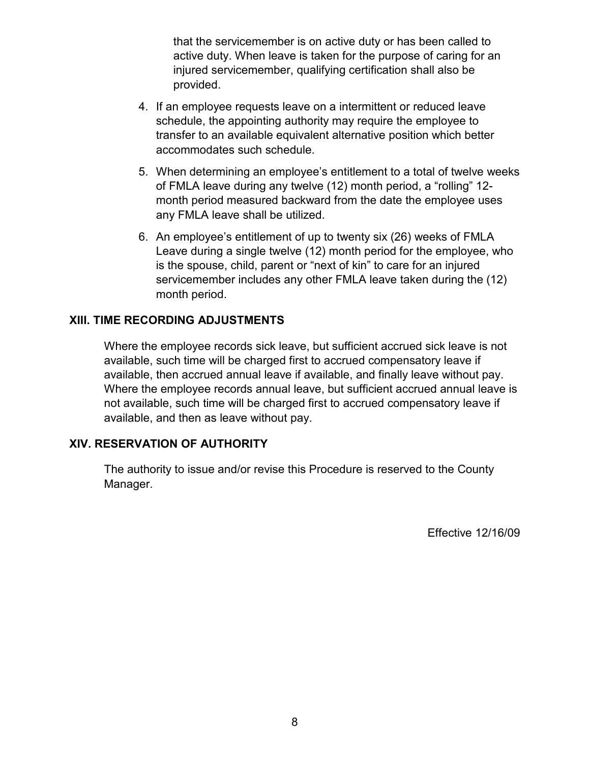that the servicemember is on active duty or has been called to active duty. When leave is taken for the purpose of caring for an injured servicemember, qualifying certification shall also be provided.

4. If an employee requests leave on a intermittent or reduced leave schedule, the appointing authority may require the employee to transfer to an available equivalent alternative position which better accommodates such schedule.
5. When determining an employee's entitlement to a total of twelve weeks of FMLA leave during any twelve (12) month period, a "rolling" 12-month period measured backward from the date the employee uses any FMLA leave shall be utilized.
6. An employee's entitlement of up to twenty six (26) weeks of FMLA Leave during a single twelve (12) month period for the employee, who is the spouse, child, parent or "next of kin" to care for an injured servicemember includes any other FMLA leave taken during the (12) month period.

## XIII. TIME RECORDING ADJUSTMENTS

Where the employee records sick leave, but sufficient accrued sick leave is not available, such time will be charged first to accrued compensatory leave if available, then accrued annual leave if available, and finally leave without pay. Where the employee records annual leave, but sufficient accrued annual leave is not available, such time will be charged first to accrued compensatory leave if available, and then as leave without pay.

## XIV. RESERVATION OF AUTHORITY

The authority to issue and/or revise this Procedure is reserved to the County Manager.

Effective 12/16/09